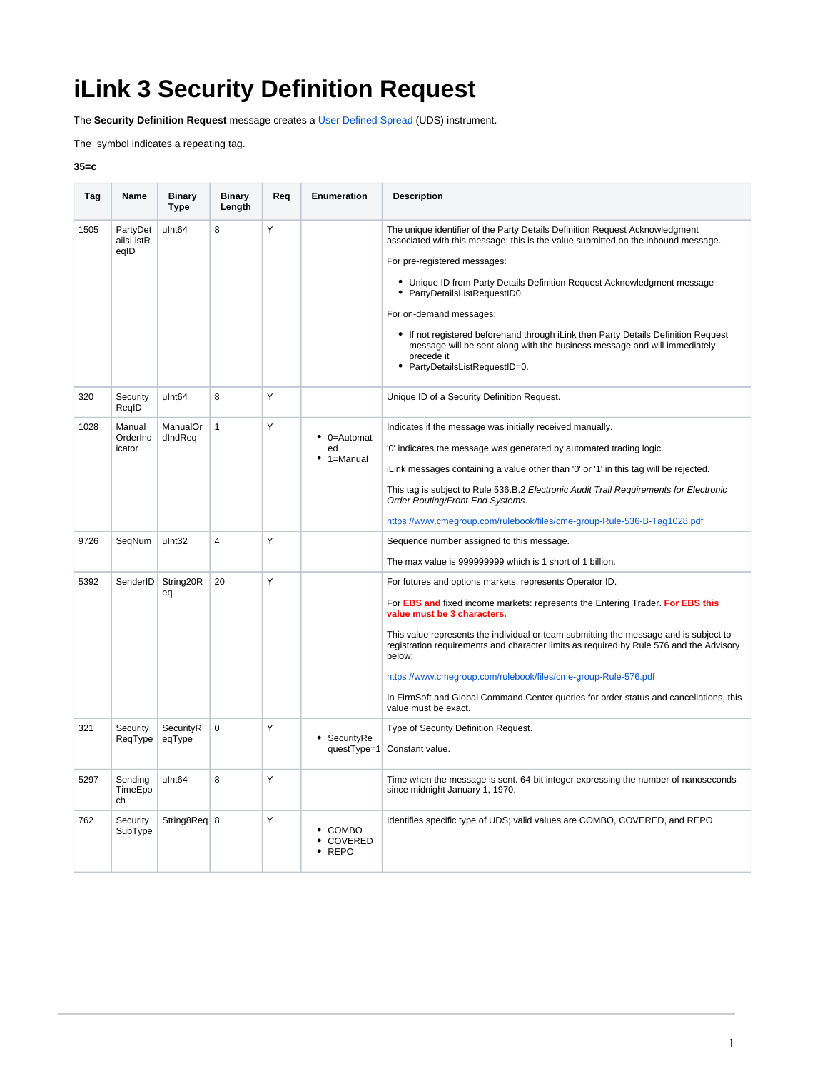# iLink 3 Security Definition Request

The **Security Definition Request** message creates a User Defined Spread (UDS) instrument.

The  symbol indicates a repeating tag.

**35=c**

| Tag | Name | Binary Type | Binary Length | Req | Enumeration | Description |
|---|---|---|---|---|---|---|
| 1505 | PartyDetailsListReqID | uInt64 | 8 | Y | | The unique identifier of the Party Details Definition Request Acknowledgment associated with this message; this is the value submitted on the inbound message.<br><br>For pre-registered messages:<br><br>• Unique ID from Party Details Definition Request Acknowledgment message<br>• PartyDetailsListRequestID0.<br><br>For on-demand messages:<br><br>• If not registered beforehand through iLink then Party Details Definition Request message will be sent along with the business message and will immediately precede it<br>• PartyDetailsListRequestID=0. |
| 320 | SecurityReqID | uInt64 | 8 | Y | | Unique ID of a Security Definition Request. |
| 1028 | ManualOrderIndicator | ManualOrdIndReq | 1 | Y | • 0=Automated<br>• 1=Manual | Indicates if the message was initially received manually.<br><br>'0' indicates the message was generated by automated trading logic.<br><br>iLink messages containing a value other than '0' or '1' in this tag will be rejected.<br><br>This tag is subject to Rule 536.B.2 *Electronic Audit Trail Requirements for Electronic Order Routing/Front-End Systems*.<br><br>https://www.cmegroup.com/rulebook/files/cme-group-Rule-536-B-Tag1028.pdf |
| 9726 | SeqNum | uInt32 | 4 | Y | | Sequence number assigned to this message.<br><br>The max value is 999999999 which is 1 short of 1 billion. |
| 5392 | SenderID | String20Req | 20 | Y | | For futures and options markets: represents Operator ID.<br><br>For EBS and fixed income markets: represents the Entering Trader. **For EBS this value must be 3 characters.**<br><br>This value represents the individual or team submitting the message and is subject to registration requirements and character limits as required by Rule 576 and the Advisory below:<br><br>https://www.cmegroup.com/rulebook/files/cme-group-Rule-576.pdf<br><br>In FirmSoft and Global Command Center queries for order status and cancellations, this value must be exact. |
| 321 | SecurityReqType | SecurityReqType | 0 | Y | • SecurityRequestType=1 | Type of Security Definition Request.<br><br>Constant value. |
| 5297 | SendingTimeEpoch | uInt64 | 8 | Y | | Time when the message is sent. 64-bit integer expressing the number of nanoseconds since midnight January 1, 1970. |
| 762 | SecuritySubType | String8Req | 8 | Y | • COMBO<br>• COVERED<br>• REPO | Identifies specific type of UDS; valid values are COMBO, COVERED, and REPO. |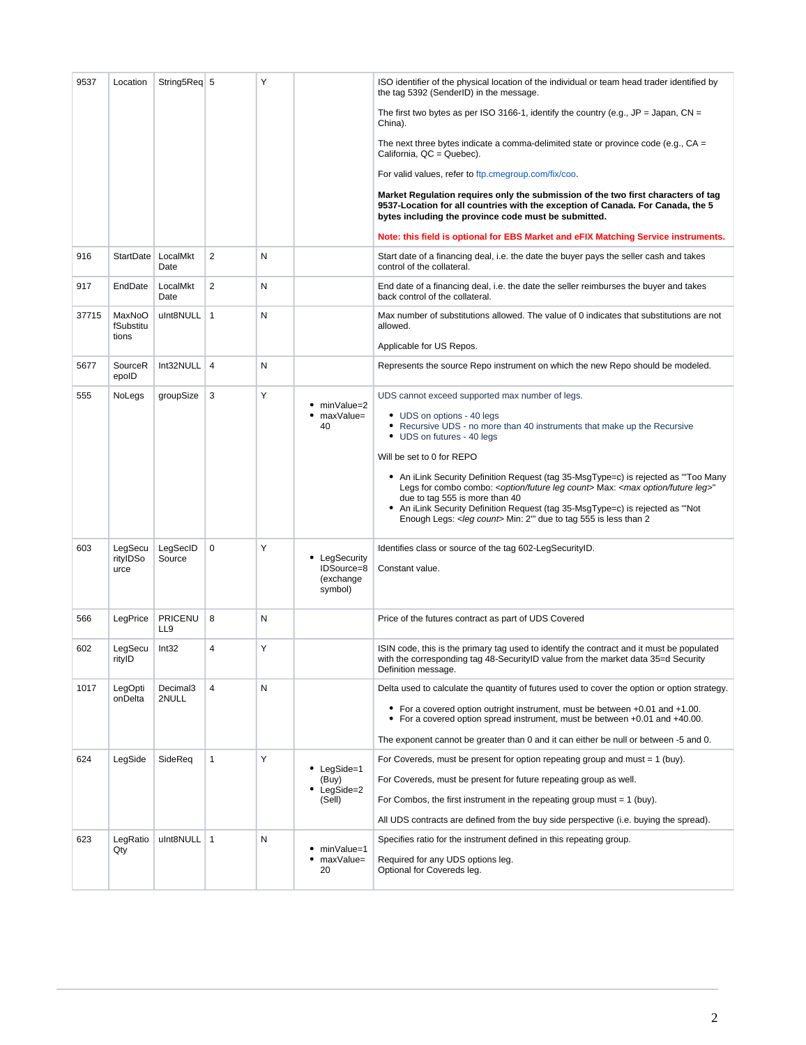| | | | | | | |
|---|---|---|---|---|---|---|
| 9537 | Location | String5Req | 5 | Y | | ISO identifier of the physical location of the individual or team head trader identified by the tag 5392 (SenderID) in the message.<br><br>The first two bytes as per ISO 3166-1, identify the country (e.g., JP = Japan, CN = China).<br><br>The next three bytes indicate a comma-delimited state or province code (e.g., CA = California, QC = Quebec).<br><br>For valid values, refer to ftp.cmegroup.com/fix/coo.<br><br>**Market Regulation requires only the submission of the two first characters of tag 9537-Location for all countries with the exception of Canada. For Canada, the 5 bytes including the province code must be submitted.**<br><br>**Note: this field is optional for EBS Market and eFIX Matching Service instruments.** |
| 916 | StartDate | LocalMktDate | 2 | N | | Start date of a financing deal, i.e. the date the buyer pays the seller cash and takes control of the collateral. |
| 917 | EndDate | LocalMktDate | 2 | N | | End date of a financing deal, i.e. the date the seller reimburses the buyer and takes back control of the collateral. |
| 37715 | MaxNoOfSubstitutions | uInt8NULL | 1 | N | | Max number of substitutions allowed. The value of 0 indicates that substitutions are not allowed.<br><br>Applicable for US Repos. |
| 5677 | SourceRepoID | Int32NULL | 4 | N | | Represents the source Repo instrument on which the new Repo should be modeled. |
| 555 | NoLegs | groupSize | 3 | Y | • minValue=2<br>• maxValue=40 | UDS cannot exceed supported max number of legs.<br><br>• UDS on options - 40 legs<br>• Recursive UDS - no more than 40 instruments that make up the Recursive<br>• UDS on futures - 40 legs<br><br>Will be set to 0 for REPO<br><br>• An iLink Security Definition Request (tag 35-MsgType=c) is rejected as ""Too Many Legs for combo combo: *<option/future leg count>* Max: *<max option/future leg>*" due to tag 555 is more than 40<br>• An iLink Security Definition Request (tag 35-MsgType=c) is rejected as ""Not Enough Legs: *<leg count>* Min: 2"" due to tag 555 is less than 2 |
| 603 | LegSecurityIDSource | LegSecIDSource | 0 | Y | • LegSecurityIDSource=8 (exchange symbol) | Identifies class or source of the tag 602-LegSecurityID.<br><br>Constant value. |
| 566 | LegPrice | PRICENULL9 | 8 | N | | Price of the futures contract as part of UDS Covered |
| 602 | LegSecurityID | Int32 | 4 | Y | | ISIN code, this is the primary tag used to identify the contract and it must be populated with the corresponding tag 48-SecurityID value from the market data 35=d Security Definition message. |
| 1017 | LegOptionDelta | Decimal32NULL | 4 | N | | Delta used to calculate the quantity of futures used to cover the option or option strategy.<br><br>• For a covered option outright instrument, must be between +0.01 and +1.00.<br>• For a covered option spread instrument, must be between +0.01 and +40.00.<br><br>The exponent cannot be greater than 0 and it can either be null or between -5 and 0. |
| 624 | LegSide | SideReq | 1 | Y | • LegSide=1 (Buy)<br>• LegSide=2 (Sell) | For Covereds, must be present for option repeating group and must = 1 (buy).<br><br>For Covereds, must be present for future repeating group as well.<br><br>For Combos, the first instrument in the repeating group must = 1 (buy).<br><br>All UDS contracts are defined from the buy side perspective (i.e. buying the spread). |
| 623 | LegRatioQty | uInt8NULL | 1 | N | • minValue=1<br>• maxValue=20 | Specifies ratio for the instrument defined in this repeating group.<br><br>Required for any UDS options leg.<br>Optional for Covereds leg. |